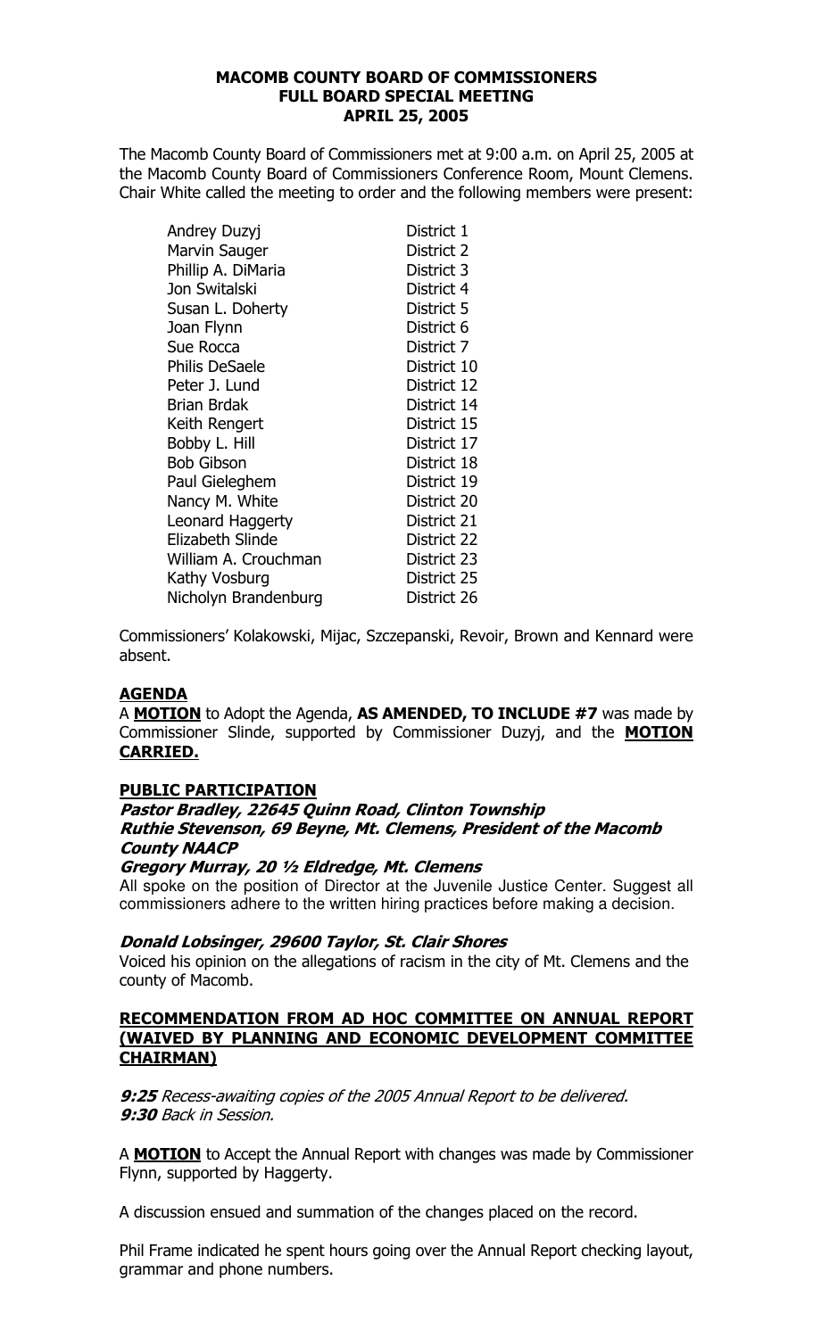# MACOMB COUNTY BOARD OF COMMISSIONERS
## FULL BOARD SPECIAL MEETING
## APRIL 25, 2005

The Macomb County Board of Commissioners met at 9:00 a.m. on April 25, 2005 at the Macomb County Board of Commissioners Conference Room, Mount Clemens. Chair White called the meeting to order and the following members were present:

| | |
|---|---|
| Andrey Duzyj | District 1 |
| Marvin Sauger | District 2 |
| Phillip A. DiMaria | District 3 |
| Jon Switalski | District 4 |
| Susan L. Doherty | District 5 |
| Joan Flynn | District 6 |
| Sue Rocca | District 7 |
| Philis DeSaele | District 10 |
| Peter J. Lund | District 12 |
| Brian Brdak | District 14 |
| Keith Rengert | District 15 |
| Bobby L. Hill | District 17 |
| Bob Gibson | District 18 |
| Paul Gieleghem | District 19 |
| Nancy M. White | District 20 |
| Leonard Haggerty | District 21 |
| Elizabeth Slinde | District 22 |
| William A. Crouchman | District 23 |
| Kathy Vosburg | District 25 |
| Nicholyn Brandenburg | District 26 |

Commissioners' Kolakowski, Mijac, Szczepanski, Revoir, Brown and Kennard were absent.

**AGENDA**

A **MOTION** to Adopt the Agenda, **AS AMENDED, TO INCLUDE #7** was made by Commissioner Slinde, supported by Commissioner Duzyj, and the **MOTION CARRIED.**

**PUBLIC PARTICIPATION**

***Pastor Bradley, 22645 Quinn Road, Clinton Township***
***Ruthie Stevenson, 69 Beyne, Mt. Clemens, President of the Macomb County NAACP***
***Gregory Murray, 20 ½ Eldredge, Mt. Clemens***

All spoke on the position of Director at the Juvenile Justice Center. Suggest all commissioners adhere to the written hiring practices before making a decision.

***Donald Lobsinger, 29600 Taylor, St. Clair Shores***

Voiced his opinion on the allegations of racism in the city of Mt. Clemens and the county of Macomb.

**RECOMMENDATION FROM AD HOC COMMITTEE ON ANNUAL REPORT (WAIVED BY PLANNING AND ECONOMIC DEVELOPMENT COMMITTEE CHAIRMAN)**

***9:25*** *Recess-awaiting copies of the 2005 Annual Report to be delivered.*
***9:30*** *Back in Session.*

A **MOTION** to Accept the Annual Report with changes was made by Commissioner Flynn, supported by Haggerty.

A discussion ensued and summation of the changes placed on the record.

Phil Frame indicated he spent hours going over the Annual Report checking layout, grammar and phone numbers.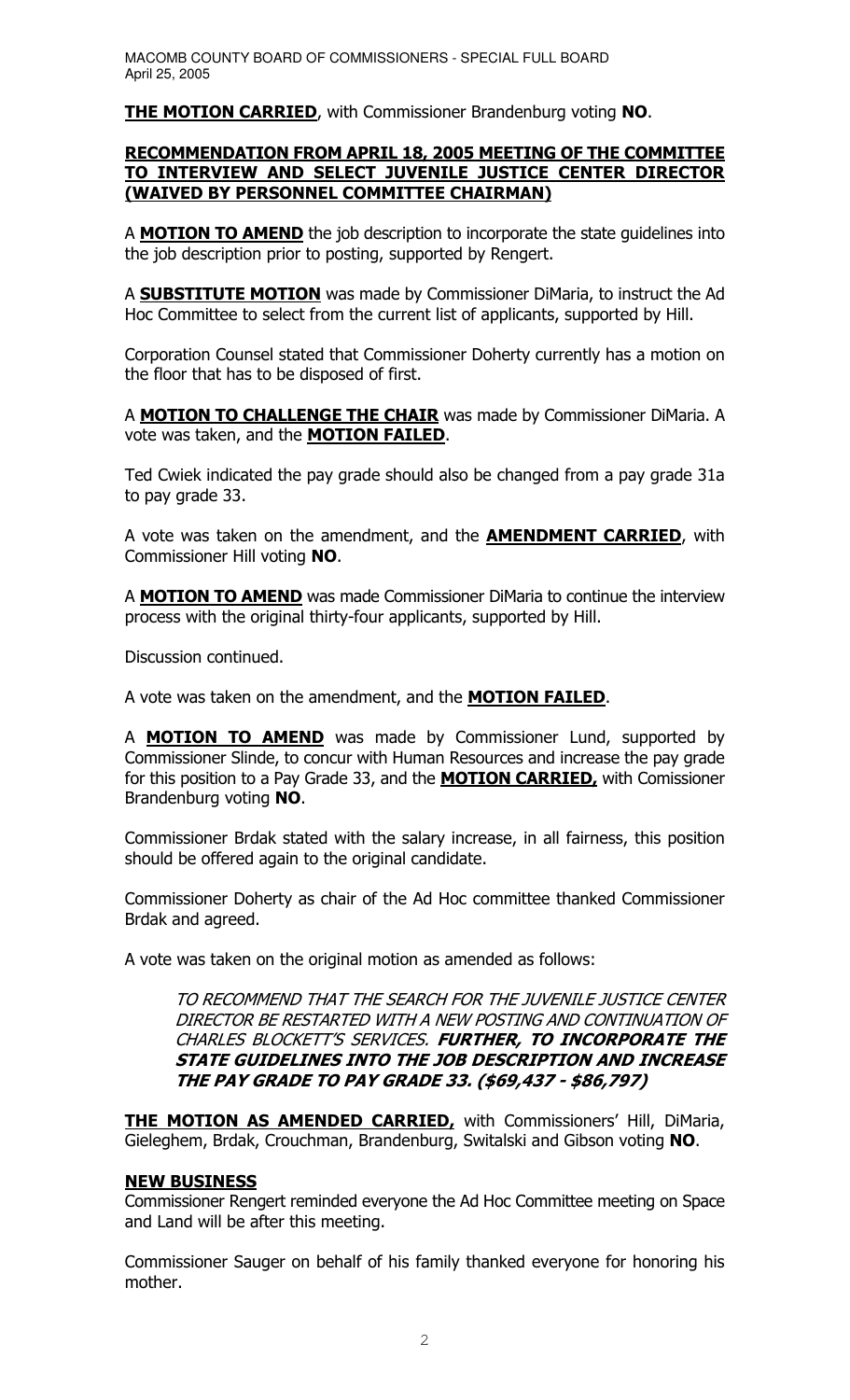**THE MOTION CARRIED**, with Commissioner Brandenburg voting **NO**.

**RECOMMENDATION FROM APRIL 18, 2005 MEETING OF THE COMMITTEE TO INTERVIEW AND SELECT JUVENILE JUSTICE CENTER DIRECTOR (WAIVED BY PERSONNEL COMMITTEE CHAIRMAN)**

A **MOTION TO AMEND** the job description to incorporate the state guidelines into the job description prior to posting, supported by Rengert.

A **SUBSTITUTE MOTION** was made by Commissioner DiMaria, to instruct the Ad Hoc Committee to select from the current list of applicants, supported by Hill.

Corporation Counsel stated that Commissioner Doherty currently has a motion on the floor that has to be disposed of first.

A **MOTION TO CHALLENGE THE CHAIR** was made by Commissioner DiMaria. A vote was taken, and the **MOTION FAILED**.

Ted Cwiek indicated the pay grade should also be changed from a pay grade 31a to pay grade 33.

A vote was taken on the amendment, and the **AMENDMENT CARRIED**, with Commissioner Hill voting **NO**.

A **MOTION TO AMEND** was made Commissioner DiMaria to continue the interview process with the original thirty-four applicants, supported by Hill.

Discussion continued.

A vote was taken on the amendment, and the **MOTION FAILED**.

A **MOTION TO AMEND** was made by Commissioner Lund, supported by Commissioner Slinde, to concur with Human Resources and increase the pay grade for this position to a Pay Grade 33, and the **MOTION CARRIED,** with Comissioner Brandenburg voting **NO**.

Commissioner Brdak stated with the salary increase, in all fairness, this position should be offered again to the original candidate.

Commissioner Doherty as chair of the Ad Hoc committee thanked Commissioner Brdak and agreed.

A vote was taken on the original motion as amended as follows:

> *TO RECOMMEND THAT THE SEARCH FOR THE JUVENILE JUSTICE CENTER DIRECTOR BE RESTARTED WITH A NEW POSTING AND CONTINUATION OF CHARLES BLOCKETT'S SERVICES.* ***FURTHER, TO INCORPORATE THE STATE GUIDELINES INTO THE JOB DESCRIPTION AND INCREASE THE PAY GRADE TO PAY GRADE 33. ($69,437 - $86,797)***

**THE MOTION AS AMENDED CARRIED,** with Commissioners' Hill, DiMaria, Gieleghem, Brdak, Crouchman, Brandenburg, Switalski and Gibson voting **NO**.

**NEW BUSINESS**

Commissioner Rengert reminded everyone the Ad Hoc Committee meeting on Space and Land will be after this meeting.

Commissioner Sauger on behalf of his family thanked everyone for honoring his mother.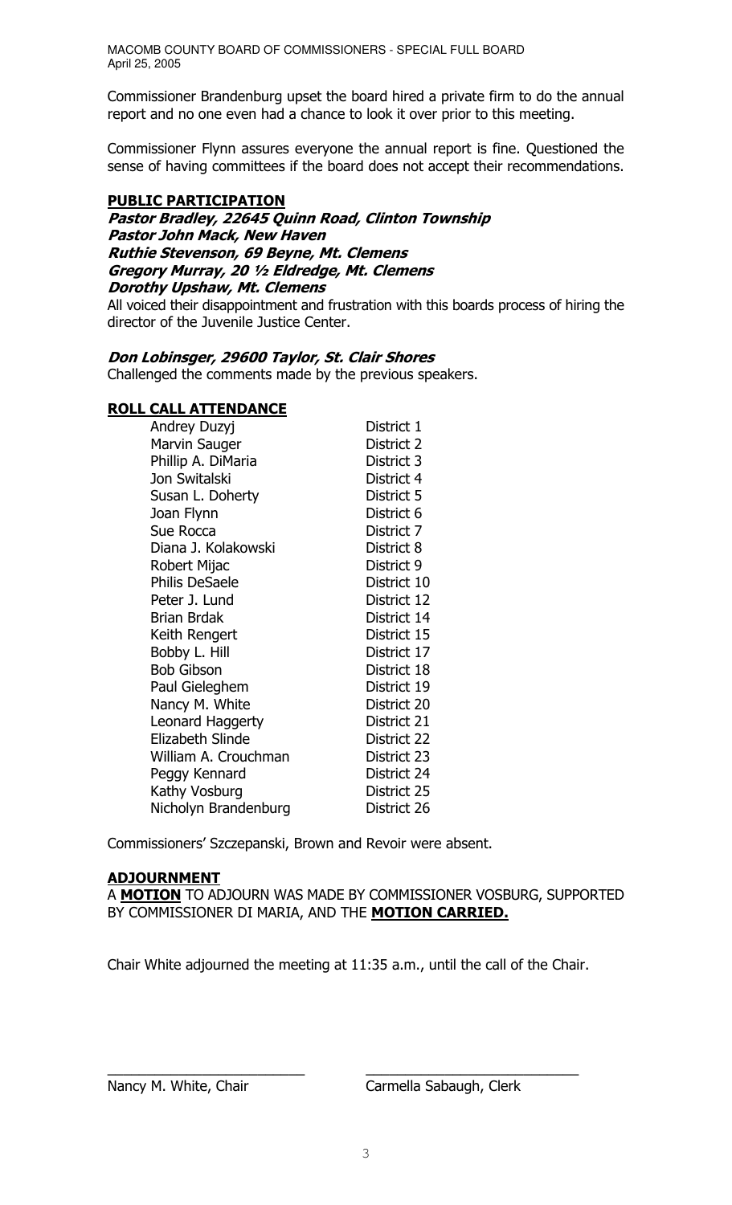Commissioner Brandenburg upset the board hired a private firm to do the annual report and no one even had a chance to look it over prior to this meeting.

Commissioner Flynn assures everyone the annual report is fine. Questioned the sense of having committees if the board does not accept their recommendations.

## PUBLIC PARTICIPATION

***Pastor Bradley, 22645 Quinn Road, Clinton Township***
***Pastor John Mack, New Haven***
***Ruthie Stevenson, 69 Beyne, Mt. Clemens***
***Gregory Murray, 20 ½ Eldredge, Mt. Clemens***
***Dorothy Upshaw, Mt. Clemens***

All voiced their disappointment and frustration with this boards process of hiring the director of the Juvenile Justice Center.

***Don Lobinsger, 29600 Taylor, St. Clair Shores***

Challenged the comments made by the previous speakers.

## ROLL CALL ATTENDANCE

| | |
|---|---|
| Andrey Duzyj | District 1 |
| Marvin Sauger | District 2 |
| Phillip A. DiMaria | District 3 |
| Jon Switalski | District 4 |
| Susan L. Doherty | District 5 |
| Joan Flynn | District 6 |
| Sue Rocca | District 7 |
| Diana J. Kolakowski | District 8 |
| Robert Mijac | District 9 |
| Philis DeSaele | District 10 |
| Peter J. Lund | District 12 |
| Brian Brdak | District 14 |
| Keith Rengert | District 15 |
| Bobby L. Hill | District 17 |
| Bob Gibson | District 18 |
| Paul Gieleghem | District 19 |
| Nancy M. White | District 20 |
| Leonard Haggerty | District 21 |
| Elizabeth Slinde | District 22 |
| William A. Crouchman | District 23 |
| Peggy Kennard | District 24 |
| Kathy Vosburg | District 25 |
| Nicholyn Brandenburg | District 26 |

Commissioners' Szczepanski, Brown and Revoir were absent.

## ADJOURNMENT

A **MOTION** TO ADJOURN WAS MADE BY COMMISSIONER VOSBURG, SUPPORTED BY COMMISSIONER DI MARIA, AND THE **MOTION CARRIED.**

Chair White adjourned the meeting at 11:35 a.m., until the call of the Chair.

\_\_\_\_\_\_\_\_\_\_\_\_\_\_\_\_\_\_\_\_\_\_\_\_\_\_ \_\_\_\_\_\_\_\_\_\_\_\_\_\_\_\_\_\_\_\_\_\_\_\_\_\_\_\_

Nancy M. White, Chair Carmella Sabaugh, Clerk